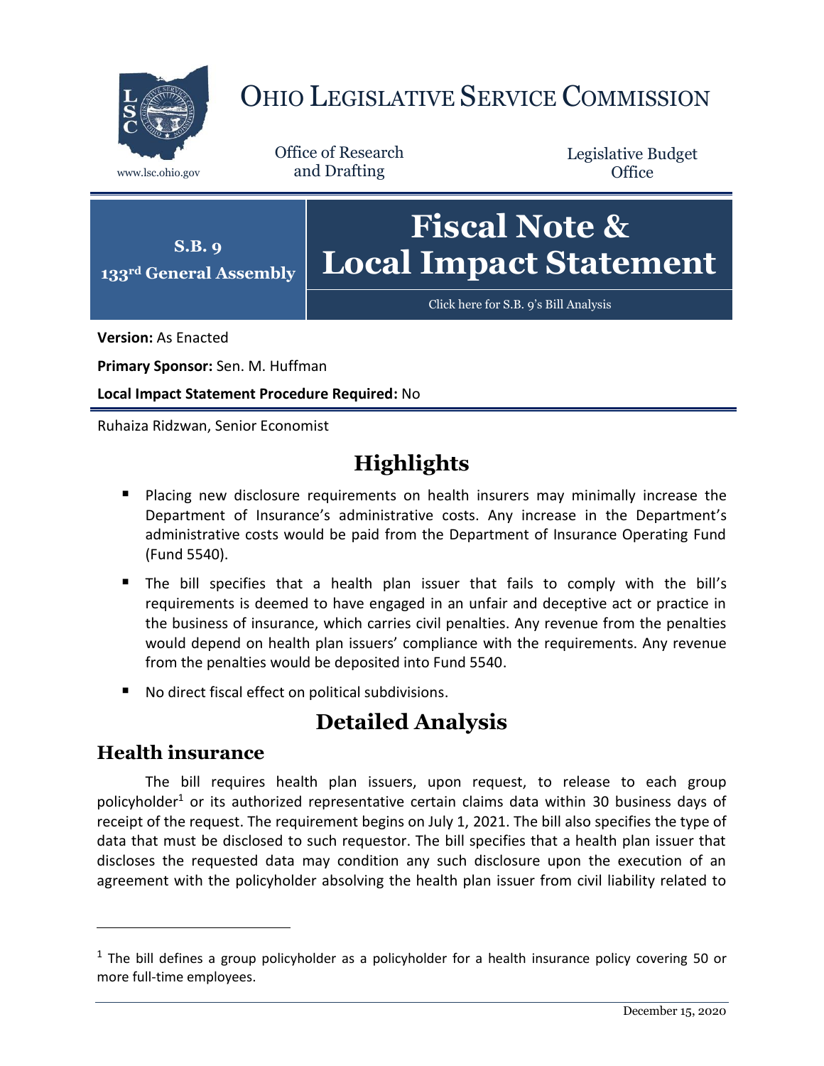# OHIO LEGISLATIVE SERVICE COMMISSION

www.lsc.ohio.gov

Office of Research and Drafting

Legislative Budget Office

**S.B. 9**
**133rd General Assembly**

# Fiscal Note & Local Impact Statement

Click here for S.B. 9's Bill Analysis

**Version:** As Enacted

**Primary Sponsor:** Sen. M. Huffman

**Local Impact Statement Procedure Required:** No

Ruhaiza Ridzwan, Senior Economist

## Highlights

- Placing new disclosure requirements on health insurers may minimally increase the Department of Insurance's administrative costs. Any increase in the Department's administrative costs would be paid from the Department of Insurance Operating Fund (Fund 5540).
- The bill specifies that a health plan issuer that fails to comply with the bill's requirements is deemed to have engaged in an unfair and deceptive act or practice in the business of insurance, which carries civil penalties. Any revenue from the penalties would depend on health plan issuers' compliance with the requirements. Any revenue from the penalties would be deposited into Fund 5540.
- No direct fiscal effect on political subdivisions.

## Detailed Analysis

### Health insurance

The bill requires health plan issuers, upon request, to release to each group policyholder[1] or its authorized representative certain claims data within 30 business days of receipt of the request. The requirement begins on July 1, 2021. The bill also specifies the type of data that must be disclosed to such requestor. The bill specifies that a health plan issuer that discloses the requested data may condition any such disclosure upon the execution of an agreement with the policyholder absolving the health plan issuer from civil liability related to

[1] The bill defines a group policyholder as a policyholder for a health insurance policy covering 50 or more full-time employees.

December 15, 2020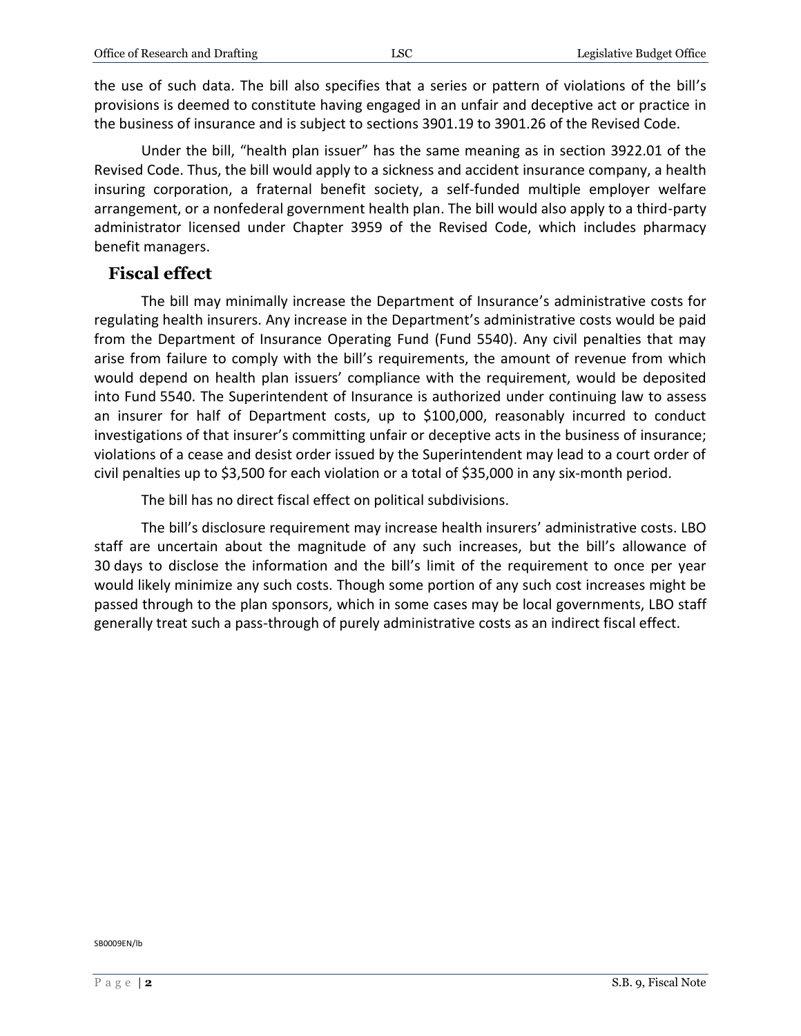the use of such data. The bill also specifies that a series or pattern of violations of the bill's provisions is deemed to constitute having engaged in an unfair and deceptive act or practice in the business of insurance and is subject to sections 3901.19 to 3901.26 of the Revised Code.

Under the bill, "health plan issuer" has the same meaning as in section 3922.01 of the Revised Code. Thus, the bill would apply to a sickness and accident insurance company, a health insuring corporation, a fraternal benefit society, a self-funded multiple employer welfare arrangement, or a nonfederal government health plan. The bill would also apply to a third-party administrator licensed under Chapter 3959 of the Revised Code, which includes pharmacy benefit managers.

## Fiscal effect

The bill may minimally increase the Department of Insurance's administrative costs for regulating health insurers. Any increase in the Department's administrative costs would be paid from the Department of Insurance Operating Fund (Fund 5540). Any civil penalties that may arise from failure to comply with the bill's requirements, the amount of revenue from which would depend on health plan issuers' compliance with the requirement, would be deposited into Fund 5540. The Superintendent of Insurance is authorized under continuing law to assess an insurer for half of Department costs, up to $100,000, reasonably incurred to conduct investigations of that insurer's committing unfair or deceptive acts in the business of insurance; violations of a cease and desist order issued by the Superintendent may lead to a court order of civil penalties up to $3,500 for each violation or a total of $35,000 in any six-month period.

The bill has no direct fiscal effect on political subdivisions.

The bill's disclosure requirement may increase health insurers' administrative costs. LBO staff are uncertain about the magnitude of any such increases, but the bill's allowance of 30 days to disclose the information and the bill's limit of the requirement to once per year would likely minimize any such costs. Though some portion of any such cost increases might be passed through to the plan sponsors, which in some cases may be local governments, LBO staff generally treat such a pass-through of purely administrative costs as an indirect fiscal effect.

SB0009EN/lb